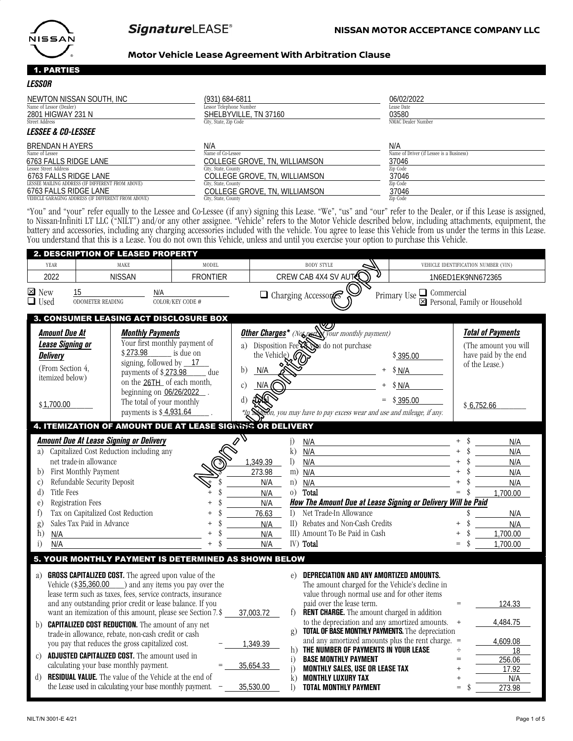# SignatureLEASE®

**NISSAN MOTOR ACCEPTANCE COMPANY LLC**

## Motor Vehicle Lease Agreement With Arbitration Clause

## 1. PARTIES

### LESSOR

| | | |
|---|---|---|
| NEWTON NISSAN SOUTH, INC | (931) 684-6811 | 06/02/2022 |
| Name of Lessor (Dealer) | Lessor Telephone Number | Lease Date |
| 2801 HIGWAY 231 N | SHELBYVILLE, TN 37160 | 03580 |
| Street Address | City, State, Zip Code | NMAC Dealer Number |

### LESSEE & CO-LESSEE

| | | |
|---|---|---|
| BRENDAN H AYERS | N/A | N/A |
| Name of Lessee | Name of Co-Lessee | Name of Driver (if Lessee is a Business) |
| 6763 FALLS RIDGE LANE | COLLEGE GROVE, TN, WILLIAMSON | 37046 |
| Lessee Street Address | City, State, County | Zip Code |
| 6763 FALLS RIDGE LANE | COLLEGE GROVE, TN, WILLIAMSON | 37046 |
| LESSEE MAILING ADDRESS (IF DIFFERENT FROM ABOVE) | City, State, County | Zip Code |
| 6763 FALLS RIDGE LANE | COLLEGE GROVE, TN, WILLIAMSON | 37046 |
| VEHICLE GARAGING ADDRESS (IF DIFFERENT FROM ABOVE) | City, State, County | Zip Code |

"You" and "your" refer equally to the Lessee and Co-Lessee (if any) signing this Lease. "We", "us" and "our" refer to the Dealer, or if this Lease is assigned, to Nissan-Infiniti LT LLC ("NILT") and/or any other assignee. "Vehicle" refers to the Motor Vehicle described below, including attachments, equipment, the battery and accessories, including any charging accessories included with the vehicle. You agree to lease this Vehicle from us under the terms in this Lease. You understand that this is a Lease. You do not own this Vehicle, unless and until you exercise your option to purchase this Vehicle.

## 2. DESCRIPTION OF LEASED PROPERTY

| YEAR | MAKE | MODEL | BODY STYLE | VEHICLE IDENTIFICATION NUMBER (VIN) |
|---|---|---|---|---|
| 2022 | NISSAN | FRONTIER | CREW CAB 4X4 SV AUTO | 1N6ED1EK9NN672365 |

☒ New ☐ Used — 15 (ODOMETER READING) — N/A (COLOR/KEY CODE #) — ☐ Charging Accessories — Primary Use ☐ Commercial ☒ Personal, Family or Household

## 3. CONSUMER LEASING ACT DISCLOSURE BOX

**Amount Due At Lease Signing or Delivery** (From Section 4, itemized below) $1,700.00

**Monthly Payments** Your first monthly payment of $273.98 is due on signing, followed by 17 payments of $273.98 due on the 26TH of each month, beginning on 06/26/2022. The total of your monthly payments is $4,931.64.

**Other Charges*** (Not part of your monthly payment)

| | | |
|---|---|---|
| a) Disposition Fee (if you do not purchase the Vehicle) | | $ 395.00 |
| b) N/A | + | $ N/A |
| c) N/A | + | $ N/A |
| d) Total | = | $ 395.00 |

*In addition, you may have to pay excess wear and use and mileage, if any.

**Total of Payments** (The amount you will have paid by the end of the Lease.) $6,752.66

## 4. ITEMIZATION OF AMOUNT DUE AT LEASE SIGNING OR DELIVERY

**Amount Due At Lease Signing or Delivery**

| | | |
|---|---|---|
| a) Capitalized Cost Reduction including any net trade-in allowance | $ | 1,349.39 |
| b) First Monthly Payment | + $ | 273.98 |
| c) Refundable Security Deposit | + $ | N/A |
| d) Title Fees | + $ | N/A |
| e) Registration Fees | + $ | N/A |
| f) Tax on Capitalized Cost Reduction | + $ | 76.63 |
| g) Sales Tax Paid in Advance | + $ | N/A |
| h) N/A | + $ | N/A |
| i) N/A | + $ | N/A |
| j) N/A | + $ | N/A |
| k) N/A | + $ | N/A |
| l) N/A | + $ | N/A |
| m) N/A | + $ | N/A |
| n) N/A | + $ | N/A |
| o) Total | = $ | 1,700.00 |

**How The Amount Due at Lease Signing or Delivery Will be Paid**

| | | |
|---|---|---|
| I) Net Trade-In Allowance | $ | N/A |
| II) Rebates and Non-Cash Credits | + $ | N/A |
| III) Amount To Be Paid in Cash | + $ | 1,700.00 |
| IV) Total | = $ | 1,700.00 |

## 5. YOUR MONTHLY PAYMENT IS DETERMINED AS SHOWN BELOW

| | | |
|---|---|---|
| a) **GROSS CAPITALIZED COST.** The agreed upon value of the Vehicle ($35,360.00) and any items you pay over the lease term such as taxes, fees, service contracts, insurance and any outstanding prior credit or lease balance. If you want an itemization of this amount, please see Section 7. | $ | 37,003.72 |
| b) **CAPITALIZED COST REDUCTION.** The amount of any net trade-in allowance, rebate, non-cash credit or cash you pay that reduces the gross capitalized cost. | − | 1,349.39 |
| c) **ADJUSTED CAPITALIZED COST.** The amount used in calculating your base monthly payment. | = | 35,654.33 |
| d) **RESIDUAL VALUE.** The value of the Vehicle at the end of the Lease used in calculating your base monthly payment. | − | 35,530.00 |
| e) **DEPRECIATION AND ANY AMORTIZED AMOUNTS.** The amount charged for the Vehicle's decline in value through normal use and for other items paid over the lease term. | = | 124.33 |
| f) **RENT CHARGE.** The amount charged in addition to the depreciation and any amortized amounts. | + | 4,484.75 |
| g) **TOTAL OF BASE MONTHLY PAYMENTS.** The depreciation and any amortized amounts plus the rent charge. | = | 4,609.08 |
| h) **THE NUMBER OF PAYMENTS IN YOUR LEASE** | ÷ | 18 |
| i) **BASE MONTHLY PAYMENT** | = | 256.06 |
| j) **MONTHLY SALES, USE OR LEASE TAX** | + | 17.92 |
| k) **MONTHLY LUXURY TAX** | + | N/A |
| l) **TOTAL MONTHLY PAYMENT** | = $ | 273.98 |

NILT/N 3001-E 4/21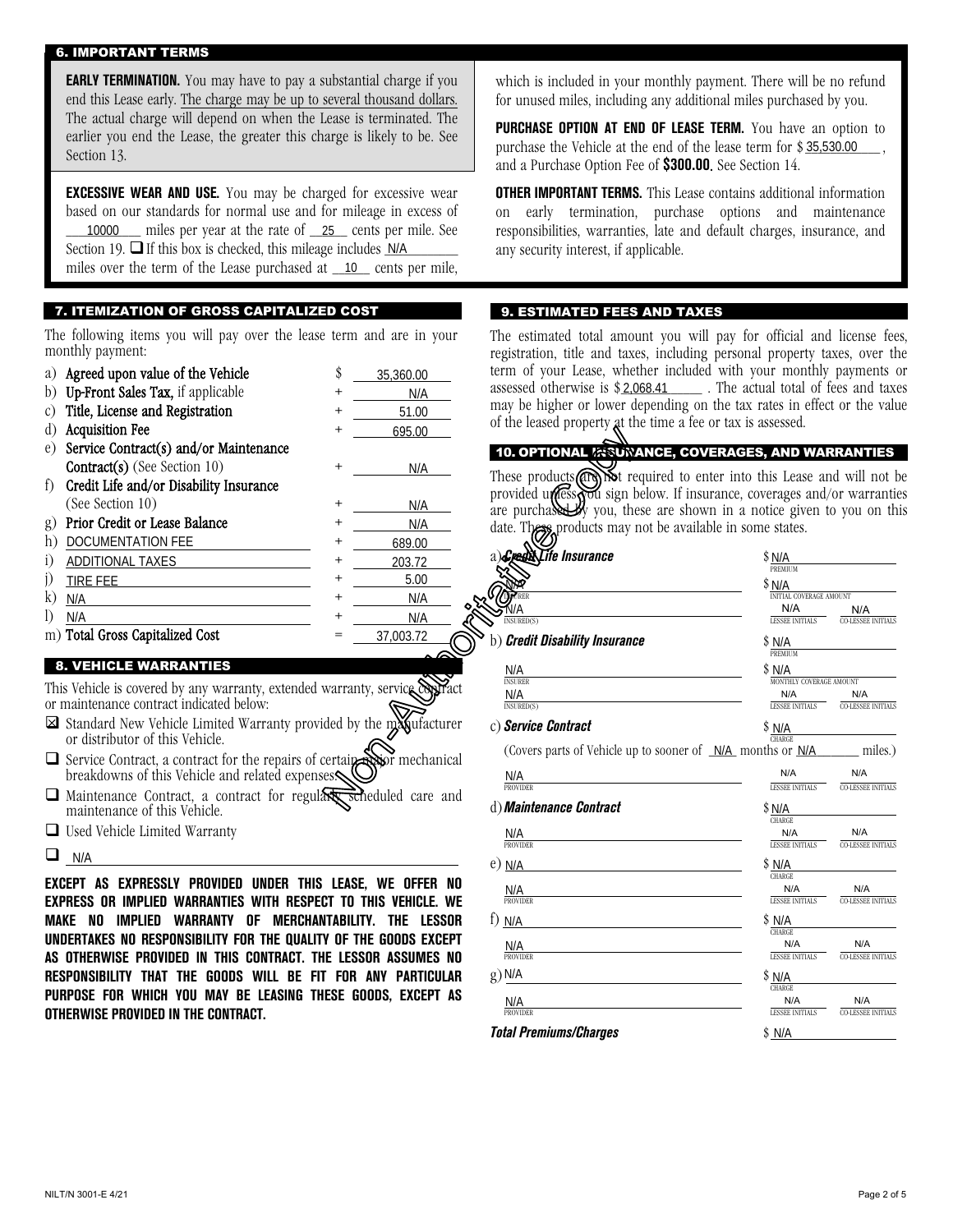## 6. IMPORTANT TERMS

**EARLY TERMINATION.** You may have to pay a substantial charge if you end this Lease early. The charge may be up to several thousand dollars. The actual charge will depend on when the Lease is terminated. The earlier you end the Lease, the greater this charge is likely to be. See Section 13.

**EXCESSIVE WEAR AND USE.** You may be charged for excessive wear based on our standards for normal use and for mileage in excess of 10000 miles per year at the rate of 25 cents per mile. See Section 19. ☐ If this box is checked, this mileage includes N/A miles over the term of the Lease purchased at 10 cents per mile, which is included in your monthly payment. There will be no refund for unused miles, including any additional miles purchased by you.

**PURCHASE OPTION AT END OF LEASE TERM.** You have an option to purchase the Vehicle at the end of the lease term for $ 35,530.00, and a Purchase Option Fee of **$300.00.** See Section 14.

**OTHER IMPORTANT TERMS.** This Lease contains additional information on early termination, purchase options and maintenance responsibilities, warranties, late and default charges, insurance, and any security interest, if applicable.

## 7. ITEMIZATION OF GROSS CAPITALIZED COST

The following items you will pay over the lease term and are in your monthly payment:

| | | | |
|---|---|---|---|
| a) | **Agreed upon value of the Vehicle** | $ | 35,360.00 |
| b) | **Up-Front Sales Tax,** if applicable | + | N/A |
| c) | **Title, License and Registration** | + | 51.00 |
| d) | **Acquisition Fee** | + | 695.00 |
| e) | **Service Contract(s) and/or Maintenance Contract(s)** (See Section 10) | + | N/A |
| f) | **Credit Life and/or Disability Insurance** (See Section 10) | + | N/A |
| g) | **Prior Credit or Lease Balance** | + | N/A |
| h) | DOCUMENTATION FEE | + | 689.00 |
| i) | ADDITIONAL TAXES | + | 203.72 |
| j) | TIRE FEE | + | 5.00 |
| k) | N/A | + | N/A |
| l) | N/A | + | N/A |
| m) | **Total Gross Capitalized Cost** | = | 37,003.72 |

## 8. VEHICLE WARRANTIES

This Vehicle is covered by any warranty, extended warranty, service contract or maintenance contract indicated below:

- ☒ Standard New Vehicle Limited Warranty provided by the manufacturer or distributor of this Vehicle.
- ☐ Service Contract, a contract for the repairs of certain major mechanical breakdowns of this Vehicle and related expenses.
- ☐ Maintenance Contract, a contract for regularly scheduled care and maintenance of this Vehicle.
- ☐ Used Vehicle Limited Warranty
- ☐ N/A

**EXCEPT AS EXPRESSLY PROVIDED UNDER THIS LEASE, WE OFFER NO EXPRESS OR IMPLIED WARRANTIES WITH RESPECT TO THIS VEHICLE. WE MAKE NO IMPLIED WARRANTY OF MERCHANTABILITY. THE LESSOR UNDERTAKES NO RESPONSIBILITY FOR THE QUALITY OF THE GOODS EXCEPT AS OTHERWISE PROVIDED IN THIS CONTRACT. THE LESSOR ASSUMES NO RESPONSIBILITY THAT THE GOODS WILL BE FIT FOR ANY PARTICULAR PURPOSE FOR WHICH YOU MAY BE LEASING THESE GOODS, EXCEPT AS OTHERWISE PROVIDED IN THE CONTRACT.**

## 9. ESTIMATED FEES AND TAXES

The estimated total amount you will pay for official and license fees, registration, title and taxes, including personal property taxes, over the term of your Lease, whether included with your monthly payments or assessed otherwise is $ 2,068.41. The actual total of fees and taxes may be higher or lower depending on the tax rates in effect or the value of the leased property at the time a fee or tax is assessed.

## 10. OPTIONAL INSURANCE, COVERAGES, AND WARRANTIES

These products are not required to enter into this Lease and will not be provided unless you sign below. If insurance, coverages and/or warranties are purchased by you, these are shown in a notice given to you on this date. These products may not be available in some states.

a) ***Credit Life Insurance*** — Premium: $ N/A
Insurer: N/A — Initial Coverage Amount: $ N/A
Insured(s): N/A — Lessee Initials: N/A — Co-Lessee Initials: N/A

b) ***Credit Disability Insurance*** — Premium: $ N/A
Insurer: N/A — Monthly Coverage Amount: $ N/A
Insured(s): N/A — Lessee Initials: N/A — Co-Lessee Initials: N/A

c) ***Service Contract*** — Charge: $ N/A
(Covers parts of Vehicle up to sooner of N/A months or N/A miles.)
Provider: N/A — Lessee Initials: N/A — Co-Lessee Initials: N/A

d) ***Maintenance Contract*** — Charge: $ N/A
Provider: N/A — Lessee Initials: N/A — Co-Lessee Initials: N/A

e) N/A — Charge: $ N/A
Provider: N/A — Lessee Initials: N/A — Co-Lessee Initials: N/A

f) N/A — Charge: $ N/A
Provider: N/A — Lessee Initials: N/A — Co-Lessee Initials: N/A

g) N/A — Charge: $ N/A
Provider: N/A — Lessee Initials: N/A — Co-Lessee Initials: N/A

***Total Premiums/Charges*** $ N/A

NILT/N 3001-E 4/21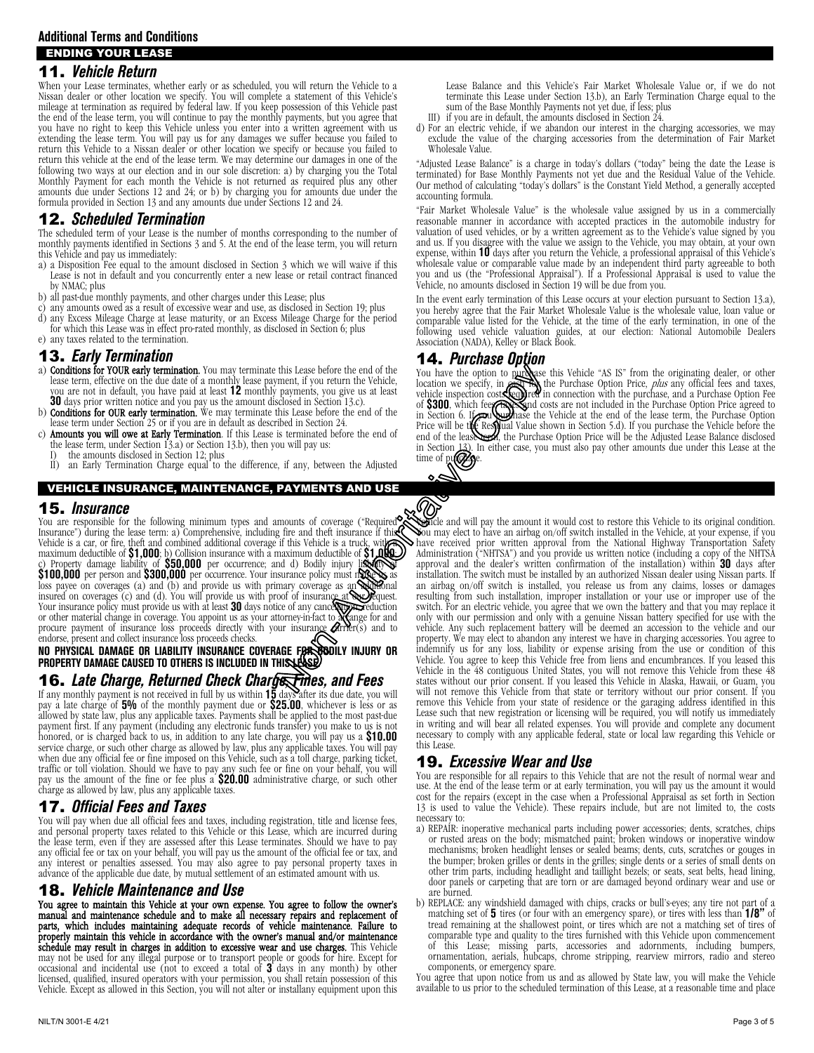## Additional Terms and Conditions

### ENDING YOUR LEASE

### 11. *Vehicle Return*

When your Lease terminates, whether early or as scheduled, you will return the Vehicle to a Nissan dealer or other location we specify. You will complete a statement of this Vehicle's mileage at termination as required by federal law. If you keep possession of this Vehicle past the end of the lease term, you will continue to pay the monthly payments, but you agree that you have no right to keep this Vehicle unless you enter into a written agreement with us extending the lease term. You will pay us for any damages we suffer because you failed to return this Vehicle to a Nissan dealer or other location we specify or because you failed to return this vehicle at the end of the lease term. We may determine our damages in one of the following two ways at our election and in our sole discretion: a) by charging you the Total Monthly Payment for each month the Vehicle is not returned as required plus any other amounts due under Sections 12 and 24; or b) by charging you for amounts due under the formula provided in Section 13 and any amounts due under Sections 12 and 24.

### 12. *Scheduled Termination*

The scheduled term of your Lease is the number of months corresponding to the number of monthly payments identified in Sections 3 and 5. At the end of the lease term, you will return this Vehicle and pay us immediately:

a) a Disposition Fee equal to the amount disclosed in Section 3 which we will waive if this Lease is not in default and you concurrently enter a new lease or retail contract financed by NMAC; plus
b) all past-due monthly payments, and other charges under this Lease; plus
c) any amounts owed as a result of excessive wear and use, as disclosed in Section 19; plus
d) any Excess Mileage Charge at lease maturity, or an Excess Mileage Charge for the period for which this Lease was in effect pro-rated monthly, as disclosed in Section 6; plus
e) any taxes related to the termination.

### 13. *Early Termination*

a) **Conditions for YOUR early termination.** You may terminate this Lease before the end of the lease term, effective on the due date of a monthly lease payment, if you return the Vehicle, you are not in default, you have paid at least **12** monthly payments, you give us at least **30** days prior written notice and you pay us the amount disclosed in Section 13.c).
b) **Conditions for OUR early termination.** We may terminate this Lease before the end of the lease term under Section 25 or if you are in default as described in Section 24.
c) **Amounts you will owe at Early Termination.** If this Lease is terminated before the end of the lease term, under Section 13.a) or Section 13.b), then you will pay us:
   I) the amounts disclosed in Section 12; plus
   II) an Early Termination Charge equal to the difference, if any, between the Adjusted Lease Balance and this Vehicle's Fair Market Wholesale Value or, if we do not terminate this Lease under Section 13.b), an Early Termination Charge equal to the sum of the Base Monthly Payments not yet due, if less; plus
   III) if you are in default, the amounts disclosed in Section 24.
d) For an electric vehicle, if we abandon our interest in the charging accessories, we may exclude the value of the charging accessories from the determination of Fair Market Wholesale Value.

"Adjusted Lease Balance" is a charge in today's dollars ("today" being the date the Lease is terminated) for Base Monthly Payments not yet due and the Residual Value of the Vehicle. Our method of calculating "today's dollars" is the Constant Yield Method, a generally accepted accounting formula.

"Fair Market Wholesale Value" is the wholesale value assigned by us in a commercially reasonable manner in accordance with accepted practices in the automobile industry for valuation of used vehicles, or by a written agreement as to the Vehicle's value signed by you and us. If you disagree with the value we assign to the Vehicle, you may obtain, at your own expense, within **10** days after you return the Vehicle, a professional appraisal of this Vehicle's wholesale value or comparable value made by an independent third party agreeable to both you and us (the "Professional Appraisal"). If a Professional Appraisal is used to value the Vehicle, no amounts disclosed in Section 19 will be due from you.

In the event early termination of this Lease occurs at your election pursuant to Section 13.a), you hereby agree that the Fair Market Wholesale Value is the wholesale value, loan value or comparable value listed for the Vehicle, at the time of the early termination, in one of the following used vehicle valuation guides, at our election: National Automobile Dealers Association (NADA), Kelley or Black Book.

### 14. *Purchase Option*

You have the option to purchase this Vehicle "AS IS" from the originating dealer, or other location we specify, in cash for the Purchase Option Price, *plus* any official fees and taxes, vehicle inspection costs required in connection with the purchase, and a Purchase Option Fee of **$300**, which fees, taxes and costs are not included in the Purchase Option Price agreed to in Section 6. If you purchase the Vehicle at the end of the lease term, the Purchase Option Price will be the Residual Value shown in Section 5.d). If you purchase the Vehicle before the end of the lease term, the Purchase Option Price will be the Adjusted Lease Balance disclosed in Section 13). In either case, you must also pay other amounts due under this Lease at the time of purchase.

### VEHICLE INSURANCE, MAINTENANCE, PAYMENTS AND USE

### 15. *Insurance*

You are responsible for the following minimum types and amounts of coverage ("Required Insurance") during the lease term: a) Comprehensive, including fire and theft insurance if this Vehicle is a car, or fire, theft and combined additional coverage if this Vehicle is a truck, with a maximum deductible of **$1,000**; b) Collision insurance with a maximum deductible of **$1,000**; c) Property damage liability of **$50,000** per occurrence; and d) Bodily injury liability of **$100,000** per person and **$300,000** per occurrence. Your insurance policy must name us as loss payee on coverages (a) and (b) and provide us with primary coverage as an additional insured on coverages (c) and (d). You will provide us with proof of insurance at our request. Your insurance policy must provide us with at least **30** days notice of any cancellation, reduction or other material change in coverage. You appoint us as your attorney-in-fact to arrange for and procure payment of insurance loss proceeds directly with your insurance carrier(s) and to endorse, present and collect insurance loss proceeds checks.

**NO PHYSICAL DAMAGE OR LIABILITY INSURANCE COVERAGE FOR BODILY INJURY OR PROPERTY DAMAGE CAUSED TO OTHERS IS INCLUDED IN THIS LEASE.**

### 16. *Late Charge, Returned Check Charge, Fines, and Fees*

If any monthly payment is not received in full by us within **15** days after its due date, you will pay a late charge of **5%** of the monthly payment due or **$25.00**, whichever is less or as allowed by state law, plus any applicable taxes. Payments shall be applied to the most past-due payment first. If any payment (including any electronic funds transfer) you make to us is not honored, or is charged back to us, in addition to any late charge, you will pay us a **$10.00** service charge, or such other charge as allowed by law, plus any applicable taxes. You will pay when due any official fee or fine imposed on this Vehicle, such as a toll charge, parking ticket, traffic or toll violation. Should we have to pay any such fee or fine on your behalf, you will pay us the amount of the fine or fee plus a **$20.00** administrative charge, or such other charge as allowed by law, plus any applicable taxes.

### 17. *Official Fees and Taxes*

You will pay when due all official fees and taxes, including registration, title and license fees, and personal property taxes related to this Vehicle or this Lease, which are incurred during the lease term, even if they are assessed after this Lease terminates. Should we have to pay any official fee or tax on your behalf, you will pay us the amount of the official fee or tax, and any interest or penalties assessed. You may also agree to pay personal property taxes in advance of the applicable due date, by mutual settlement of an estimated amount with us.

### 18. *Vehicle Maintenance and Use*

**You agree to maintain this Vehicle at your own expense. You agree to follow the owner's manual and maintenance schedule and to make all necessary repairs and replacement of parts, which includes maintaining adequate records of vehicle maintenance. Failure to properly maintain this vehicle in accordance with the owner's manual and/or maintenance schedule may result in charges in addition to excessive wear and use charges.** This Vehicle may not be used for any illegal purpose or to transport people or goods for hire. Except for occasional and incidental use (not to exceed a total of **3** days in any month) by other licensed, qualified, insured operators with your permission, you shall retain possession of this Vehicle. Except as allowed in this Section, you will not alter or install any equipment upon this Vehicle and will pay the amount it would cost to restore this Vehicle to its original condition. You may elect to have an airbag on/off switch installed in the Vehicle, at your expense, if you have received prior written approval from the National Highway Transportation Safety Administration ("NHTSA") and you provide us written notice (including a copy of the NHTSA approval and the dealer's written confirmation of the installation) within **30** days after installation. The switch must be installed by an authorized Nissan dealer using Nissan parts. If an airbag on/off switch is installed, you release us from any claims, losses or damages resulting from such installation, improper installation or your use or improper use of the switch. For an electric vehicle, you agree that we own the battery and that you may replace it only with our permission and only with a genuine Nissan battery specified for use with the vehicle. Any such replacement battery will be deemed an accession to the vehicle and our property. We may elect to abandon any interest we have in charging accessories. You agree to indemnify us for any loss, liability or expense arising from the use or condition of this Vehicle. You agree to keep this Vehicle free from liens and encumbrances. If you leased this Vehicle in the 48 contiguous United States, you will not remove this Vehicle from these 48 states without our prior consent. If you leased this Vehicle in Alaska, Hawaii, or Guam, you will not remove this Vehicle from that state or territory without our prior consent. If you remove this Vehicle from your state of residence or the garaging address identified in this Lease such that new registration or licensing will be required, you will notify us immediately in writing and will bear all related expenses. You will provide and complete any document necessary to comply with any applicable federal, state or local law regarding this Vehicle or this Lease.

### 19. *Excessive Wear and Use*

You are responsible for all repairs to this Vehicle that are not the result of normal wear and use. At the end of the lease term or at early termination, you will pay us the amount it would cost for the repairs (except in the case when a Professional Appraisal as set forth in Section 13 is used to value the Vehicle). These repairs include, but are not limited to, the costs necessary to:

a) REPAIR: inoperative mechanical parts including power accessories; dents, scratches, chips or rusted areas on the body; mismatched paint; broken windows or inoperative window mechanisms; broken headlight lenses or sealed beams; dents, cuts, scratches or gouges in the bumper; broken grilles or dents in the grilles; single dents or a series of small dents on other trim parts, including headlight and taillight bezels; or seats, seat belts, head lining, door panels or carpeting that are torn or are damaged beyond ordinary wear and use or are burned.
b) REPLACE: any windshield damaged with chips, cracks or bull's-eyes; any tire not part of a matching set of **5** tires (or four with an emergency spare), or tires with less than **1/8"** of tread remaining at the shallowest point, or tires which are not a matching set of tires of comparable type and quality to the tires furnished with this Vehicle upon commencement of this Lease; missing parts, accessories and adornments, including bumpers, ornamentation, aerials, hubcaps, chrome stripping, rearview mirrors, radio and stereo components, or emergency spare.

You agree that upon notice from us and as allowed by State law, you will make the Vehicle available to us prior to the scheduled termination of this Lease, at a reasonable time and place

NILT/N 3001-E 4/21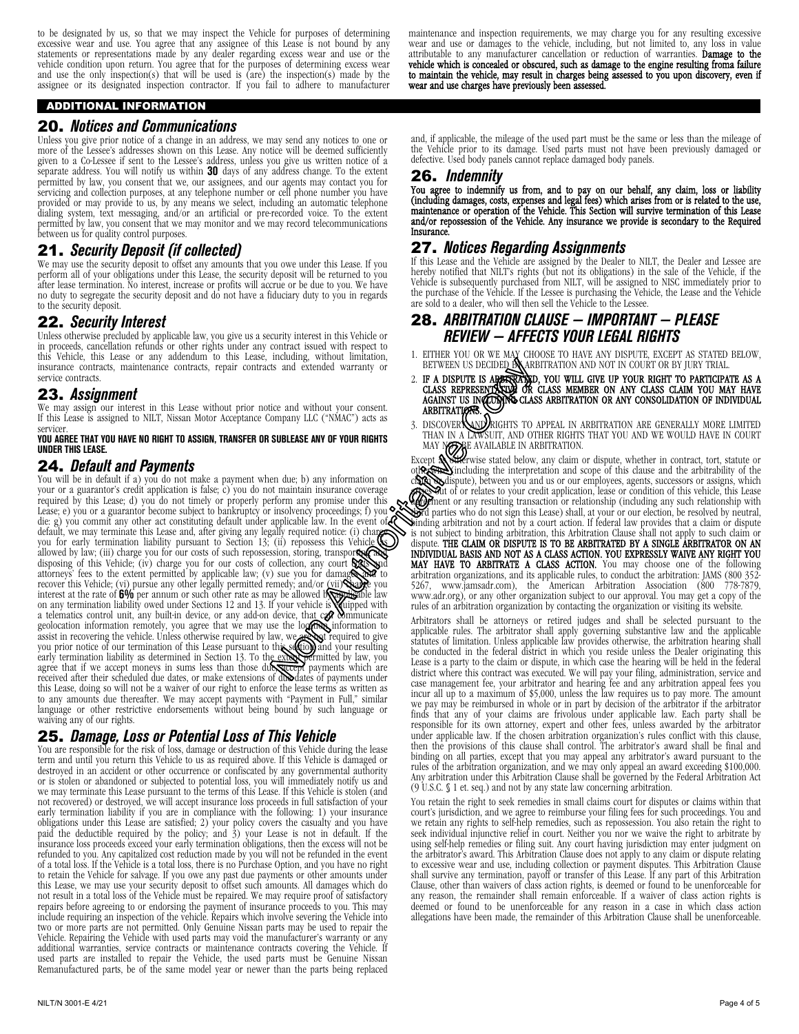to be designated by us, so that we may inspect the Vehicle for purposes of determining excessive wear and use. You agree that any assignee of this Lease is not bound by any statements or representations made by any dealer regarding excess wear and use or the vehicle condition upon return. You agree that for the purposes of determining excess wear and use the only inspection(s) that will be used is (are) the inspection(s) made by the assignee or its designated inspection contractor. If you fail to adhere to manufacturer maintenance and inspection requirements, we may charge you for any resulting excessive wear and use or damages to the vehicle, including, but not limited to, any loss in value attributable to any manufacturer cancellation or reduction of warranties. **Damage to the vehicle which is concealed or obscured, such as damage to the engine resulting froma failure to maintain the vehicle, may result in charges being assessed to you upon discovery, even if wear and use charges have previously been assessed.**

## ADDITIONAL INFORMATION

### 20. *Notices and Communications*

Unless you give prior notice of a change in an address, we may send any notices to one or more of the Lessee's addresses shown on this Lease. Any notice will be deemed sufficiently given to a Co-Lessee if sent to the Lessee's address, unless you give us written notice of a separate address. You will notify us within **30** days of any address change. To the extent permitted by law, you consent that we, our assignees, and our agents may contact you for servicing and collection purposes, at any telephone number or cell phone number you have provided or may provide to us, by any means we select, including an automatic telephone dialing system, text messaging, and/or an artificial or pre-recorded voice. To the extent permitted by law, you consent that we may monitor and we may record telecommunications between us for quality control purposes.

### 21. *Security Deposit (if collected)*

We may use the security deposit to offset any amounts that you owe under this Lease. If you perform all of your obligations under this Lease, the security deposit will be returned to you after lease termination. No interest, increase or profits will accrue or be due to you. We have no duty to segregate the security deposit and do not have a fiduciary duty to you in regards to the security deposit.

### 22. *Security Interest*

Unless otherwise precluded by applicable law, you give us a security interest in this Vehicle or in proceeds, cancellation refunds or other rights under any contract issued with respect to this Vehicle, this Lease or any addendum to this Lease, including, without limitation, insurance contracts, maintenance contracts, repair contracts and extended warranty or service contracts.

### 23. *Assignment*

We may assign our interest in this Lease without prior notice and without your consent. If this Lease is assigned to NILT, Nissan Motor Acceptance Company LLC ("NMAC") acts as servicer.

**YOU AGREE THAT YOU HAVE NO RIGHT TO ASSIGN, TRANSFER OR SUBLEASE ANY OF YOUR RIGHTS UNDER THIS LEASE.**

### 24. *Default and Payments*

You will be in default if a) you do not make a payment when due; b) any information on your or a guarantor's credit application is false; c) you do not maintain insurance coverage required by this Lease; d) you do not timely or properly perform any promise under this Lease; e) you or a guarantor become subject to bankruptcy or insolvency proceedings; f) you die: g) you commit any other act constituting default under applicable law. In the event of default, we may terminate this Lease and, after giving any legally required notice: (i) charge you for early termination liability pursuant to Section 13; (ii) repossess this Vehicle if allowed by law; (iii) charge you for our costs of such repossession, storing, transporting and disposing of this Vehicle; (iv) charge you for our costs of collection, any court costs and attorneys' fees to the extent permitted by applicable law; (v) sue you for damages and to recover this Vehicle; (vi) pursue any other legally permitted remedy; and/or (vii) charge you interest at the rate of **6%** per annum or such other rate as may be allowed by applicable law on any termination liability owed under Sections 12 and 13. If your vehicle is equipped with a telematics control unit, any built-in device, or any add-on device, that can communicate geolocation information remotely, you agree that we may use the location information to assist in recovering the vehicle. Unless otherwise required by law, we are not required to give you prior notice of our termination of this Lease pursuant to this section and your resulting early termination liability as determined in Section 13. To the extent permitted by law, you agree that if we accept moneys in sums less than those due, accept payments which are received after their scheduled due dates, or make extensions of due dates of payments under this Lease, doing so will not be a waiver of our right to enforce the lease terms as written as to any amounts due thereafter. We may accept payments with "Payment in Full," similar language or other restrictive endorsements without being bound by such language or waiving any of our rights.

### 25. *Damage, Loss or Potential Loss of This Vehicle*

You are responsible for the risk of loss, damage or destruction of this Vehicle during the lease term and until you return this Vehicle to us as required above. If this Vehicle is damaged or destroyed in an accident or other occurrence or confiscated by any governmental authority or is stolen or abandoned or subjected to potential loss, you will immediately notify us and we may terminate this Lease pursuant to the terms of this Lease. If this Vehicle is stolen (and not recovered) or destroyed, we will accept insurance loss proceeds in full satisfaction of your early termination liability if you are in compliance with the following: 1) your insurance obligations under this Lease are satisfied; 2) your policy covers the casualty and you have paid the deductible required by the policy; and 3) your Lease is not in default. If the insurance loss proceeds exceed your early termination obligations, then the excess will not be refunded to you. Any capitalized cost reduction made by you will not be refunded in the event of a total loss. If the Vehicle is a total loss, there is no Purchase Option, and you have no right to retain the Vehicle for salvage. If you owe any past due payments or other amounts under this Lease, we may use your security deposit to offset such amounts. All damages which do not result in a total loss of the Vehicle must be repaired. We may require proof of satisfactory repairs before agreeing to or endorsing the payment of insurance proceeds to you. This may include requiring an inspection of the vehicle. Repairs which involve severing the Vehicle into two or more parts are not permitted. Only Genuine Nissan parts may be used to repair the Vehicle. Repairing the Vehicle with used parts may void the manufacturer's warranty or any additional warranties, service contracts or maintenance contracts covering the Vehicle. If used parts are installed to repair the Vehicle, the used parts must be Genuine Nissan Remanufactured parts, be of the same model year or newer than the parts being replaced and, if applicable, the mileage of the used part must be the same or less than the mileage of the Vehicle prior to its damage. Used parts must not have been previously damaged or defective. Used body parts cannot replace damaged body panels.

### 26. *Indemnity*

**You agree to indemnify us from, and to pay on our behalf, any claim, loss or liability (including damages, costs, expenses and legal fees) which arises from or is related to the use, maintenance or operation of the Vehicle. This Section will survive termination of this Lease and/or repossession of the Vehicle. Any insurance we provide is secondary to the Required Insurance.**

### 27. *Notices Regarding Assignments*

If this Lease and the Vehicle are assigned by the Dealer to NILT, the Dealer and Lessee are hereby notified that NILT's rights (but not its obligations) in the sale of the Vehicle, if the Vehicle is subsequently purchased from NILT, will be assigned to NISC immediately prior to the purchase of the Vehicle. If the Lessee is purchasing the Vehicle, the Lease and the Vehicle are sold to a dealer, who will then sell the Vehicle to the Lessee.

### 28. *ARBITRATION CLAUSE – IMPORTANT – PLEASE REVIEW – AFFECTS YOUR LEGAL RIGHTS*

1. EITHER YOU OR WE MAY CHOOSE TO HAVE ANY DISPUTE, EXCEPT AS STATED BELOW, BETWEEN US DECIDED BY ARBITRATION AND NOT IN COURT OR BY JURY TRIAL.
2. **IF A DISPUTE IS ARBITRATED, YOU WILL GIVE UP YOUR RIGHT TO PARTICIPATE AS A CLASS REPRESENTATIVE OR CLASS MEMBER ON ANY CLASS CLAIM YOU MAY HAVE AGAINST US INCLUDING CLASS ARBITRATION OR ANY CONSOLIDATION OF INDIVIDUAL ARBITRATIONS.**
3. DISCOVERY AND RIGHTS TO APPEAL IN ARBITRATION ARE GENERALLY MORE LIMITED THAN IN A LAWSUIT, AND OTHER RIGHTS THAT YOU AND WE WOULD HAVE IN COURT MAY NOT BE AVAILABLE IN ARBITRATION.

Except as otherwise stated below, any claim or dispute, whether in contract, tort, statute or otherwise (including the interpretation and scope of this clause and the arbitrability of the claim or dispute), between you and us or our employees, agents, successors or assigns, which arises out of or relates to your credit application, lease or condition of this vehicle, this Lease agreement or any resulting transaction or relationship (including any such relationship with third parties who do not sign this Lease) shall, at your or our election, be resolved by neutral, binding arbitration and not by a court action. If federal law provides that a claim or dispute is not subject to binding arbitration, this Arbitration Clause shall not apply to such claim or dispute. **THE CLAIM OR DISPUTE IS TO BE ARBITRATED BY A SINGLE ARBITRATOR ON AN INDIVIDUAL BASIS AND NOT AS A CLASS ACTION. YOU EXPRESSLY WAIVE ANY RIGHT YOU MAY HAVE TO ARBITRATE A CLASS ACTION.** You may choose one of the following arbitration organizations, and its applicable rules, to conduct the arbitration: JAMS (800 352-5267, www.jamsadr.com), the American Arbitration Association (800 778-7879, www.adr.org), or any other organization subject to our approval. You may get a copy of the rules of an arbitration organization by contacting the organization or visiting its website.

Arbitrators shall be attorneys or retired judges and shall be selected pursuant to the applicable rules. The arbitrator shall apply governing substantive law and the applicable statutes of limitation. Unless applicable law provides otherwise, the arbitration hearing shall be conducted in the federal district in which you reside unless the Dealer originating this Lease is a party to the claim or dispute, in which case the hearing will be held in the federal district where this contract was executed. We will pay your filing, administration, service and case management fee, your arbitrator and hearing fee and any arbitration appeal fees you incur all up to a maximum of $5,000, unless the law requires us to pay more. The amount we pay may be reimbursed in whole or in part by decision of the arbitrator if the arbitrator finds that any of your claims are frivolous under applicable law. Each party shall be responsible for its own attorney, expert and other fees, unless awarded by the arbitrator under applicable law. If the chosen arbitration organization's rules conflict with this clause, then the provisions of this clause shall control. The arbitrator's award shall be final and binding on all parties, except that you may appeal any arbitrator's award pursuant to the rules of the arbitration organization, and we may only appeal an award exceeding $100,000. Any arbitration under this Arbitration Clause shall be governed by the Federal Arbitration Act (9 U.S.C. § 1 et. seq.) and not by any state law concerning arbitration.

You retain the right to seek remedies in small claims court for disputes or claims within that court's jurisdiction, and we agree to reimburse your filing fees for such proceedings. You and we retain any rights to self-help remedies, such as repossession. You also retain the right to seek individual injunctive relief in court. Neither you nor we waive the right to arbitrate by using self-help remedies or filing suit. Any court having jurisdiction may enter judgment on the arbitrator's award. This Arbitration Clause does not apply to any claim or dispute relating to excessive wear and use, including collection or payment disputes. This Arbitration Clause shall survive any termination, payoff or transfer of this Lease. If any part of this Arbitration Clause, other than waivers of class action rights, is deemed or found to be unenforceable for any reason, the remainder shall remain enforceable. If a waiver of class action rights is deemed or found to be unenforceable for any reason in a case in which class action allegations have been made, the remainder of this Arbitration Clause shall be unenforceable.

NILT/N 3001-E 4/21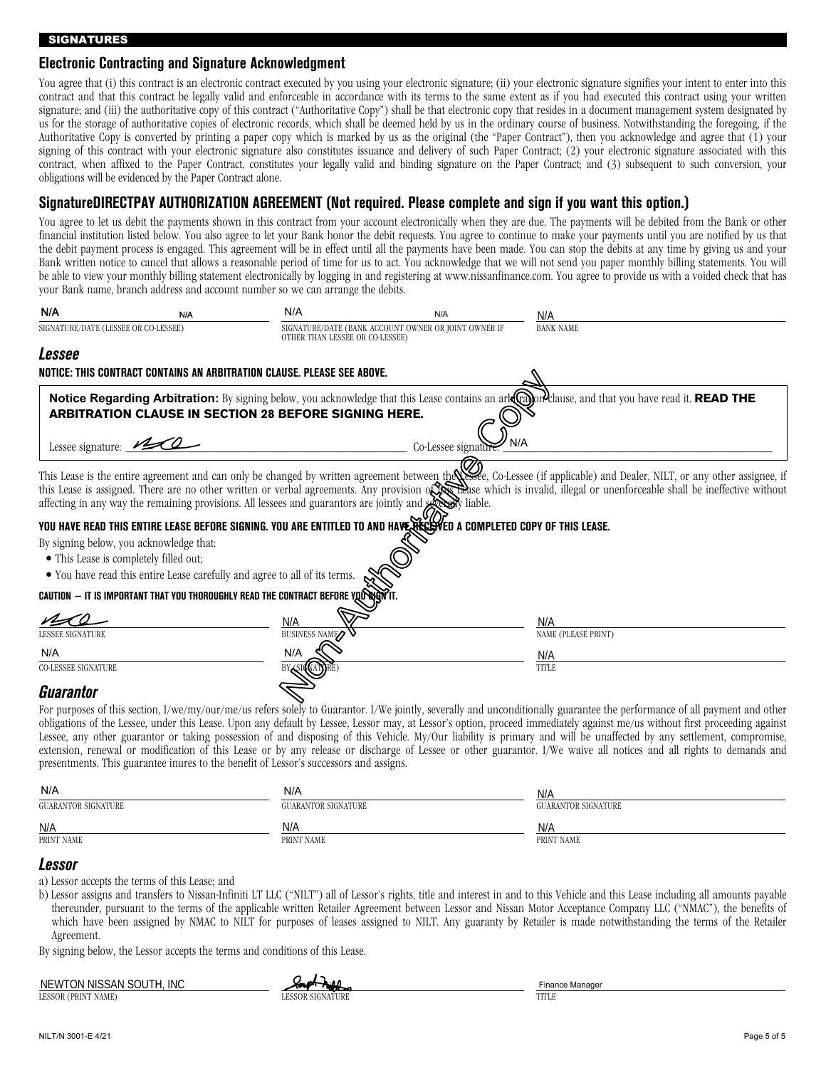**SIGNATURES**

## Electronic Contracting and Signature Acknowledgment

You agree that (i) this contract is an electronic contract executed by you using your electronic signature; (ii) your electronic signature signifies your intent to enter into this contract and that this contract be legally valid and enforceable in accordance with its terms to the same extent as if you had executed this contract using your written signature; and (iii) the authoritative copy of this contract ("Authoritative Copy") shall be that electronic copy that resides in a document management system designated by us for the storage of authoritative copies of electronic records, which shall be deemed held by us in the ordinary course of business. Notwithstanding the foregoing, if the Authoritative Copy is converted by printing a paper copy which is marked by us as the original (the "Paper Contract"), then you acknowledge and agree that (1) your signing of this contract with your electronic signature also constitutes issuance and delivery of such Paper Contract; (2) your electronic signature associated with this contract, when affixed to the Paper Contract, constitutes your legally valid and binding signature on the Paper Contract; and (3) subsequent to such conversion, your obligations will be evidenced by the Paper Contract alone.

## SignatureDIRECTPAY AUTHORIZATION AGREEMENT (Not required. Please complete and sign if you want this option.)

You agree to let us debit the payments shown in this contract from your account electronically when they are due. The payments will be debited from the Bank or other financial institution listed below. You also agree to let your Bank honor the debit requests. You agree to continue to make your payments until you are notified by us that the debit payment process is engaged. This agreement will be in effect until all the payments have been made. You can stop the debits at any time by giving us and your Bank written notice to cancel that allows a reasonable period of time for us to act. You acknowledge that we will not send you paper monthly billing statements. You will be able to view your monthly billing statement electronically by logging in and registering at www.nissanfinance.com. You agree to provide us with a voided check that has your Bank name, branch address and account number so we can arrange the debits.

| | | |
|---|---|---|
| N/A N/A | N/A N/A | N/A |
| SIGNATURE/DATE (LESSEE OR CO-LESSEE) | SIGNATURE/DATE (BANK ACCOUNT OWNER OR JOINT OWNER IF OTHER THAN LESSEE OR CO-LESSEE) | BANK NAME |

## *Lessee*

**NOTICE: THIS CONTRACT CONTAINS AN ARBITRATION CLAUSE. PLEASE SEE ABOVE.**

**Notice Regarding Arbitration:** By signing below, you acknowledge that this Lease contains an arbitration clause, and that you have read it. **READ THE ARBITRATION CLAUSE IN SECTION 28 BEFORE SIGNING HERE.**

Lessee signature: [signature] Co-Lessee signature: N/A

This Lease is the entire agreement and can only be changed by written agreement between the Lessee, Co-Lessee (if applicable) and Dealer, NILT, or any other assignee, if this Lease is assigned. There are no other written or verbal agreements. Any provision of this Lease which is invalid, illegal or unenforceable shall be ineffective without affecting in any way the remaining provisions. All lessees and guarantors are jointly and severally liable.

**YOU HAVE READ THIS ENTIRE LEASE BEFORE SIGNING. YOU ARE ENTITLED TO AND HAVE RECEIVED A COMPLETED COPY OF THIS LEASE.**

By signing below, you acknowledge that:

- This Lease is completely filled out;
- You have read this entire Lease carefully and agree to all of its terms.

**CAUTION — IT IS IMPORTANT THAT YOU THOROUGHLY READ THE CONTRACT BEFORE YOU SIGN IT.**

| | | |
|---|---|---|
| [signature] | N/A | N/A |
| LESSEE SIGNATURE | BUSINESS NAME | NAME (PLEASE PRINT) |
| N/A | N/A | N/A |
| CO-LESSEE SIGNATURE | BY (SIGNATURE) | TITLE |

Non-Authoritative Copy

## *Guarantor*

For purposes of this section, I/we/my/our/me/us refers solely to Guarantor. I/We jointly, severally and unconditionally guarantee the performance of all payment and other obligations of the Lessee, under this Lease. Upon any default by Lessee, Lessor may, at Lessor's option, proceed immediately against me/us without first proceeding against Lessee, any other guarantor or taking possession of and disposing of this Vehicle. My/Our liability is primary and will be unaffected by any settlement, compromise, extension, renewal or modification of this Lease or by any release or discharge of Lessee or other guarantor. I/We waive all notices and all rights to demands and presentments. This guarantee inures to the benefit of Lessor's successors and assigns.

| | | |
|---|---|---|
| N/A | N/A | N/A |
| GUARANTOR SIGNATURE | GUARANTOR SIGNATURE | GUARANTOR SIGNATURE |
| N/A | N/A | N/A |
| PRINT NAME | PRINT NAME | PRINT NAME |

## *Lessor*

a) Lessor accepts the terms of this Lease; and

b) Lessor assigns and transfers to Nissan-Infiniti LT LLC ("NILT") all of Lessor's rights, title and interest in and to this Vehicle and this Lease including all amounts payable thereunder, pursuant to the terms of the applicable written Retailer Agreement between Lessor and Nissan Motor Acceptance Company LLC ("NMAC"), the benefits of which have been assigned by NMAC to NILT for purposes of leases assigned to NILT. Any guaranty by Retailer is made notwithstanding the terms of the Retailer Agreement.

By signing below, the Lessor accepts the terms and conditions of this Lease.

| | | |
|---|---|---|
| NEWTON NISSAN SOUTH, INC | [signature] | Finance Manager |
| LESSOR (PRINT NAME) | LESSOR SIGNATURE | TITLE |

NILT/N 3001-E 4/21